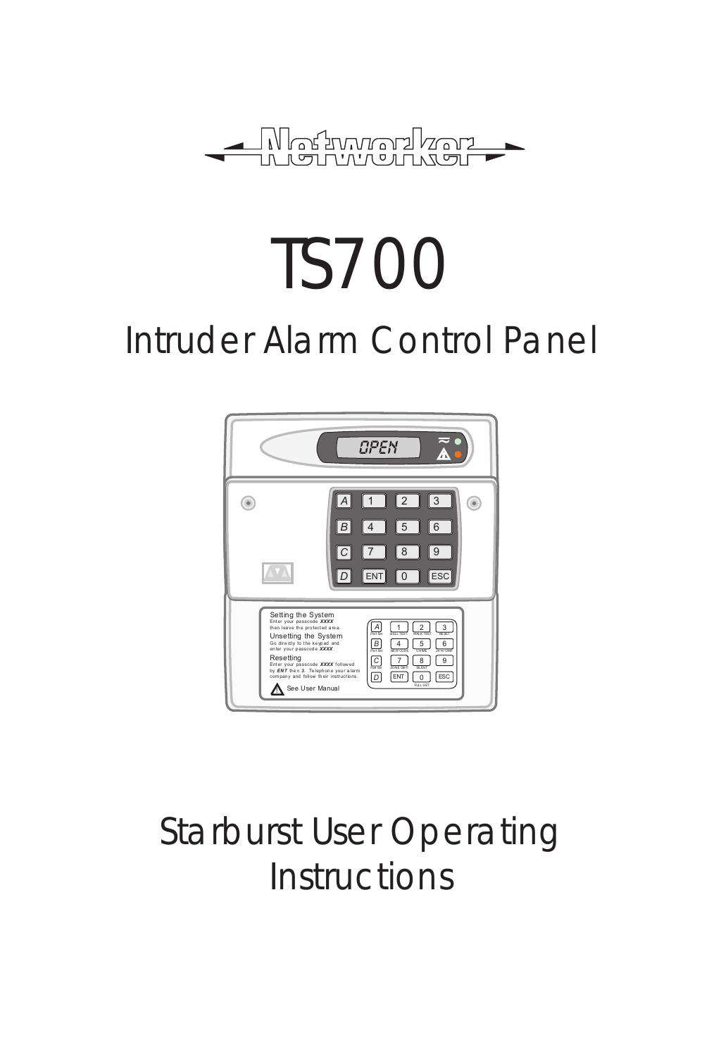# Networker

# TS700

## Intruder Alarm Control Panel

## Starburst User Operating Instructions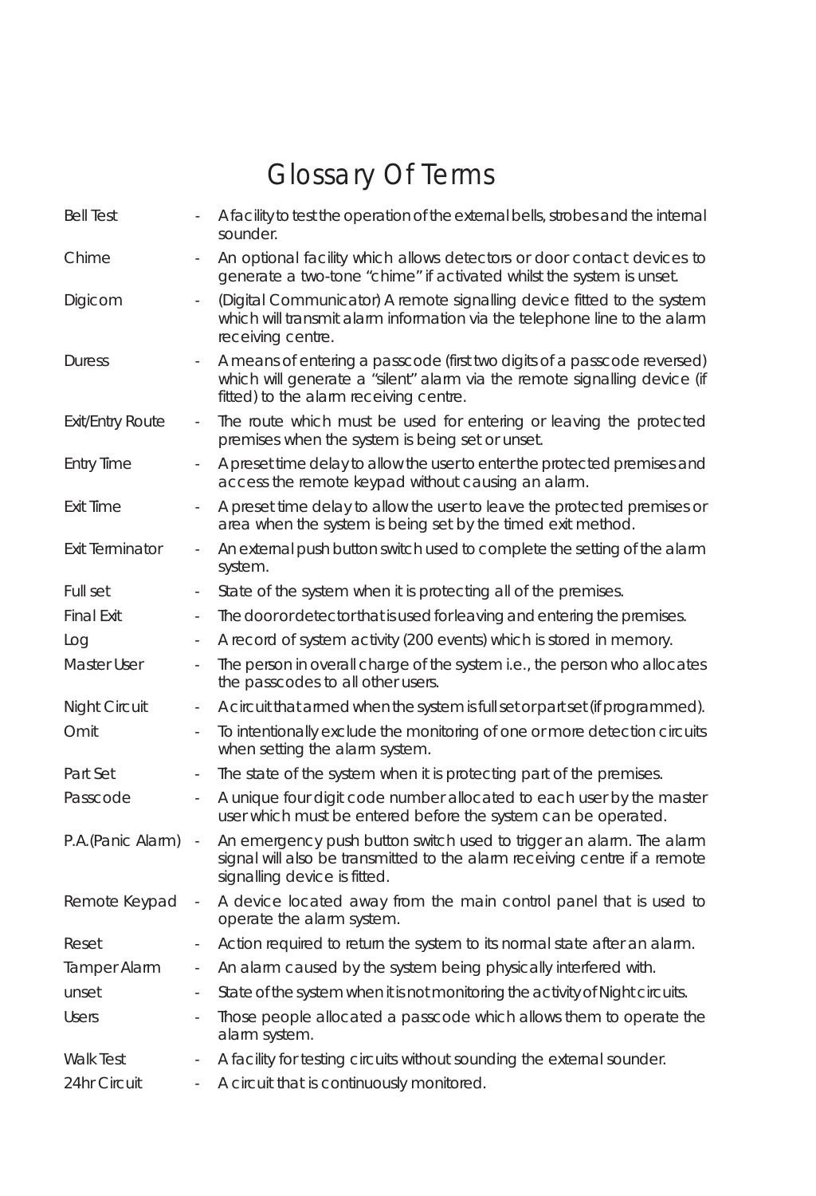# Glossary Of Terms

| | | |
|---|---|---|
| Bell Test | - | A facility to test the operation of the external bells, strobes and the internal sounder. |
| Chime | - | An optional facility which allows detectors or door contact devices to generate a two-tone “chime” if activated whilst the system is unset. |
| Digicom | - | (Digital Communicator) A remote signalling device fitted to the system which will transmit alarm information via the telephone line to the alarm receiving centre. |
| Duress | - | A means of entering a passcode (first two digits of a passcode reversed) which will generate a “silent” alarm via the remote signalling device (if fitted) to the alarm receiving centre. |
| Exit/Entry Route | - | The route which must be used for entering or leaving the protected premises when the system is being set or unset. |
| Entry Time | - | A preset time delay to allow the user to enter the protected premises and access the remote keypad without causing an alarm. |
| Exit Time | - | A preset time delay to allow the user to leave the protected premises or area when the system is being set by the timed exit method. |
| Exit Terminator | - | An external push button switch used to complete the setting of the alarm system. |
| Full set | - | State of the system when it is protecting all of the premises. |
| Final Exit | - | The door or detector that is used for leaving and entering the premises. |
| Log | - | A record of system activity (200 events) which is stored in memory. |
| Master User | - | The person in overall charge of the system i.e., the person who allocates the passcodes to all other users. |
| Night Circuit | - | A circuit that armed when the system is full set or part set (if programmed). |
| Omit | - | To intentionally exclude the monitoring of one or more detection circuits when setting the alarm system. |
| Part Set | - | The state of the system when it is protecting part of the premises. |
| Passcode | - | A unique four digit code number allocated to each user by the master user which must be entered before the system can be operated. |
| P.A.(Panic Alarm) | - | An emergency push button switch used to trigger an alarm. The alarm signal will also be transmitted to the alarm receiving centre if a remote signalling device is fitted. |
| Remote Keypad | - | A device located away from the main control panel that is used to operate the alarm system. |
| Reset | - | Action required to return the system to its normal state after an alarm. |
| Tamper Alarm | - | An alarm caused by the system being physically interfered with. |
| unset | - | State of the system when it is not monitoring the activity of Night circuits. |
| Users | - | Those people allocated a passcode which allows them to operate the alarm system. |
| Walk Test | - | A facility for testing circuits without sounding the external sounder. |
| 24hr Circuit | - | A circuit that is continuously monitored. |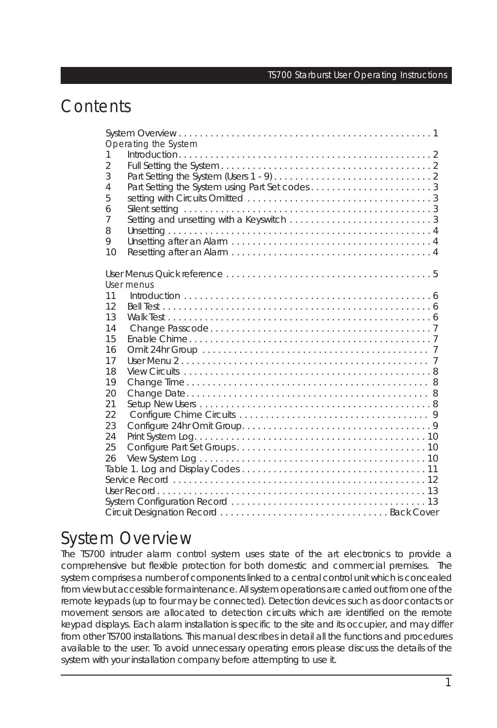# Contents

System Overview . . . . . . . . . . . . . . . . . . . . . . . . . . . . . . . . . . . . . . . . . . . . . . . . 1

*Operating the System*

1 Introduction . . . . . . . . . . . . . . . . . . . . . . . . . . . . . . . . . . . . . . . . . . . . . . . 2
2 Full Setting the System . . . . . . . . . . . . . . . . . . . . . . . . . . . . . . . . . . . . . . . 2
3 Part Setting the System (Users 1 - 9) . . . . . . . . . . . . . . . . . . . . . . . . . . . . . 2
4 Part Setting the System using Part Set codes . . . . . . . . . . . . . . . . . . . . . . . 3
5 setting with Circuits Omitted . . . . . . . . . . . . . . . . . . . . . . . . . . . . . . . . . . 3
6 Silent setting . . . . . . . . . . . . . . . . . . . . . . . . . . . . . . . . . . . . . . . . . . . . . . 3
7 Setting and unsetting with a Keyswitch . . . . . . . . . . . . . . . . . . . . . . . . . . 3
8 Unsetting . . . . . . . . . . . . . . . . . . . . . . . . . . . . . . . . . . . . . . . . . . . . . . . . . 4
9 Unsetting after an Alarm . . . . . . . . . . . . . . . . . . . . . . . . . . . . . . . . . . . . . 4
10 Resetting after an Alarm . . . . . . . . . . . . . . . . . . . . . . . . . . . . . . . . . . . . . 4

User Menus Quick reference . . . . . . . . . . . . . . . . . . . . . . . . . . . . . . . . . . . . . . 5

*User menus*

11 Introduction . . . . . . . . . . . . . . . . . . . . . . . . . . . . . . . . . . . . . . . . . . . . . . 6
12 Bell Test . . . . . . . . . . . . . . . . . . . . . . . . . . . . . . . . . . . . . . . . . . . . . . . . . 6
13 Walk Test . . . . . . . . . . . . . . . . . . . . . . . . . . . . . . . . . . . . . . . . . . . . . . . . 6
14 Change Passcode . . . . . . . . . . . . . . . . . . . . . . . . . . . . . . . . . . . . . . . . . . 7
15 Enable Chime . . . . . . . . . . . . . . . . . . . . . . . . . . . . . . . . . . . . . . . . . . . . . 7
16 Omit 24hr Group . . . . . . . . . . . . . . . . . . . . . . . . . . . . . . . . . . . . . . . . . . 7
17 User Menu 2 . . . . . . . . . . . . . . . . . . . . . . . . . . . . . . . . . . . . . . . . . . . . . 7
18 View Circuits . . . . . . . . . . . . . . . . . . . . . . . . . . . . . . . . . . . . . . . . . . . . . 8
19 Change Time . . . . . . . . . . . . . . . . . . . . . . . . . . . . . . . . . . . . . . . . . . . . . 8
20 Change Date . . . . . . . . . . . . . . . . . . . . . . . . . . . . . . . . . . . . . . . . . . . . . 8
21 Setup New Users . . . . . . . . . . . . . . . . . . . . . . . . . . . . . . . . . . . . . . . . . . 8
22 Configure Chime Circuits . . . . . . . . . . . . . . . . . . . . . . . . . . . . . . . . . . . . 9
23 Configure 24hr Omit Group . . . . . . . . . . . . . . . . . . . . . . . . . . . . . . . . . . . 9
24 Print System Log . . . . . . . . . . . . . . . . . . . . . . . . . . . . . . . . . . . . . . . . . . 10
25 Configure Part Set Groups . . . . . . . . . . . . . . . . . . . . . . . . . . . . . . . . . . . 10
26 View System Log . . . . . . . . . . . . . . . . . . . . . . . . . . . . . . . . . . . . . . . . . . 10

Table 1. Log and Display Codes . . . . . . . . . . . . . . . . . . . . . . . . . . . . . . . . . . . 11
Service Record . . . . . . . . . . . . . . . . . . . . . . . . . . . . . . . . . . . . . . . . . . . . . . . . 12
User Record . . . . . . . . . . . . . . . . . . . . . . . . . . . . . . . . . . . . . . . . . . . . . . . . . . 13
System Configuration Record . . . . . . . . . . . . . . . . . . . . . . . . . . . . . . . . . . . . . 13
Circuit Designation Record . . . . . . . . . . . . . . . . . . . . . . . . . . . . . . . Back Cover

# System Overview

The TS700 intruder alarm control system uses state of the art electronics to provide a comprehensive but flexible protection for both domestic and commercial premises. The system comprises a number of components linked to a central control unit which is concealed from view but accessible for maintenance. All system operations are carried out from one of the remote keypads (up to four may be connected). Detection devices such as door contacts or movement sensors are allocated to detection circuits which are identified on the remote keypad displays. Each alarm installation is specific to the site and its occupier, and may differ from other TS700 installations. This manual describes in detail all the functions and procedures available to the user. To avoid unnecessary operating errors please discuss the details of the system with your installation company before attempting to use it.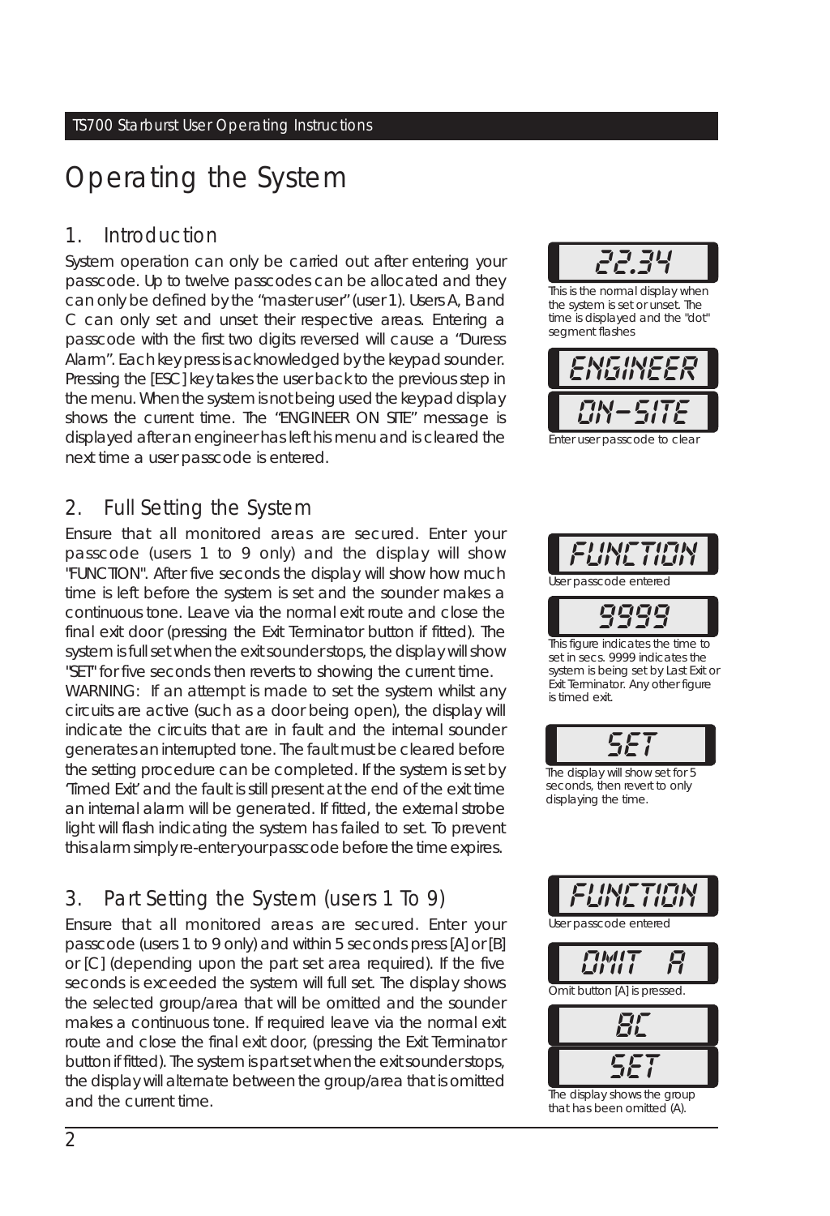# Operating the System

## 1. Introduction

System operation can only be carried out after entering your passcode. Up to twelve passcodes can be allocated and they can only be defined by the "master user" (user 1). Users A, B and C can only set and unset their respective areas. Entering a passcode with the first two digits reversed will cause a "Duress Alarm". Each key press is acknowledged by the keypad sounder. Pressing the [ESC] key takes the user back to the previous step in the menu. When the system is not being used the keypad display shows the current time. The "ENGINEER ON SITE" message is displayed after an engineer has left his menu and is cleared the next time a user passcode is entered.

22.34

This is the normal display when the system is set or unset. The time is displayed and the "dot" segment flashes

ENGINEER
ON-SITE

Enter user passcode to clear

## 2. Full Setting the System

Ensure that all monitored areas are secured. Enter your passcode (users 1 to 9 only) and the display will show "FUNCTION". After five seconds the display will show how much time is left before the system is set and the sounder makes a continuous tone. Leave via the normal exit route and close the final exit door (pressing the Exit Terminator button if fitted). The system is full set when the exit sounder stops, the display will show "SET" for five seconds then reverts to showing the current time.

WARNING: If an attempt is made to set the system whilst any circuits are active (such as a door being open), the display will indicate the circuits that are in fault and the internal sounder generates an interrupted tone. The fault must be cleared before the setting procedure can be completed. If the system is set by 'Timed Exit' and the fault is still present at the end of the exit time an internal alarm will be generated. If fitted, the external strobe light will flash indicating the system has failed to set. To prevent this alarm simply re-enter your passcode before the time expires.

FUNCTION

User passcode entered

9999

This figure indicates the time to set in secs. 9999 indicates the system is being set by Last Exit or Exit Terminator. Any other figure is timed exit.

SET

The display will show set for 5 seconds, then revert to only displaying the time.

## 3. Part Setting the System (users 1 To 9)

Ensure that all monitored areas are secured. Enter your passcode (users 1 to 9 only) and within 5 seconds press [A] or [B] or [C] (depending upon the part set area required). If the five seconds is exceeded the system will full set. The display shows the selected group/area that will be omitted and the sounder makes a continuous tone. If required leave via the normal exit route and close the final exit door, (pressing the Exit Terminator button if fitted). The system is part set when the exit sounder stops, the display will alternate between the group/area that is omitted and the current time.

FUNCTION

User passcode entered

OMIT A

Omit button [A] is pressed.

BC
SET

The display shows the group that has been omitted (A).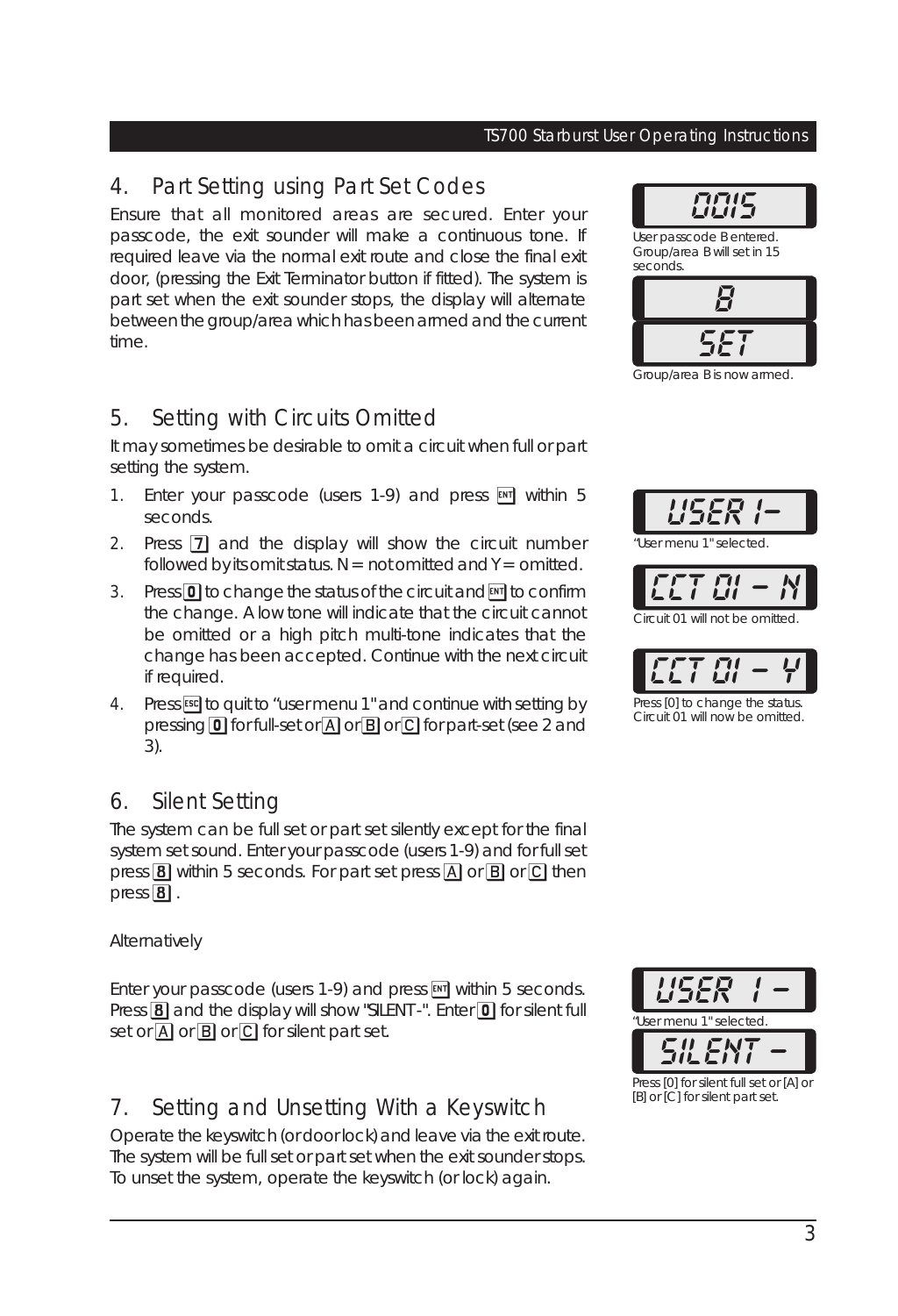## 4. Part Setting using Part Set Codes

Ensure that all monitored areas are secured. Enter your passcode, the exit sounder will make a continuous tone. If required leave via the normal exit route and close the final exit door, (pressing the Exit Terminator button if fitted). The system is part set when the exit sounder stops, the display will alternate between the group/area which has been armed and the current time.

`0015`

User passcode B entered. Group/area B will set in 15 seconds.

`B`

`SET`

Group/area B is now armed.

## 5. Setting with Circuits Omitted

It may sometimes be desirable to omit a circuit when full or part setting the system.

1. Enter your passcode (users 1-9) and press [ENT] within 5 seconds.
2. Press [7] and the display will show the circuit number followed by its omit status. N = not omitted and Y = omitted.
3. Press [0] to change the status of the circuit and [ENT] to confirm the change. A low tone will indicate that the circuit cannot be omitted or a high pitch multi-tone indicates that the change has been accepted. Continue with the next circuit if required.
4. Press [ESC] to quit to "user menu 1" and continue with setting by pressing [0] for full-set or [A] or [B] or [C] for part-set (see 2 and 3).

`USER 1-`

"User menu 1" selected.

`CCT 01 - N`

Circuit 01 will not be omitted.

`CCT 01 - Y`

Press [0] to change the status. Circuit 01 will now be omitted.

## 6. Silent Setting

The system can be full set or part set silently except for the final system set sound. Enter your passcode (users 1-9) and for full set press [8] within 5 seconds. For part set press [A] or [B] or [C] then press [8] .

Alternatively

Enter your passcode (users 1-9) and press [ENT] within 5 seconds. Press [8] and the display will show "SILENT-". Enter [0] for silent full set or [A] or [B] or [C] for silent part set.

`USER 1 -`

"User menu 1" selected.

`SILENT -`

Press [0] for silent full set or [A] or [B] or [C] for silent part set.

## 7. Setting and Unsetting With a Keyswitch

Operate the keyswitch (or door lock) and leave via the exit route. The system will be full set or part set when the exit sounder stops. To unset the system, operate the keyswitch (or lock) again.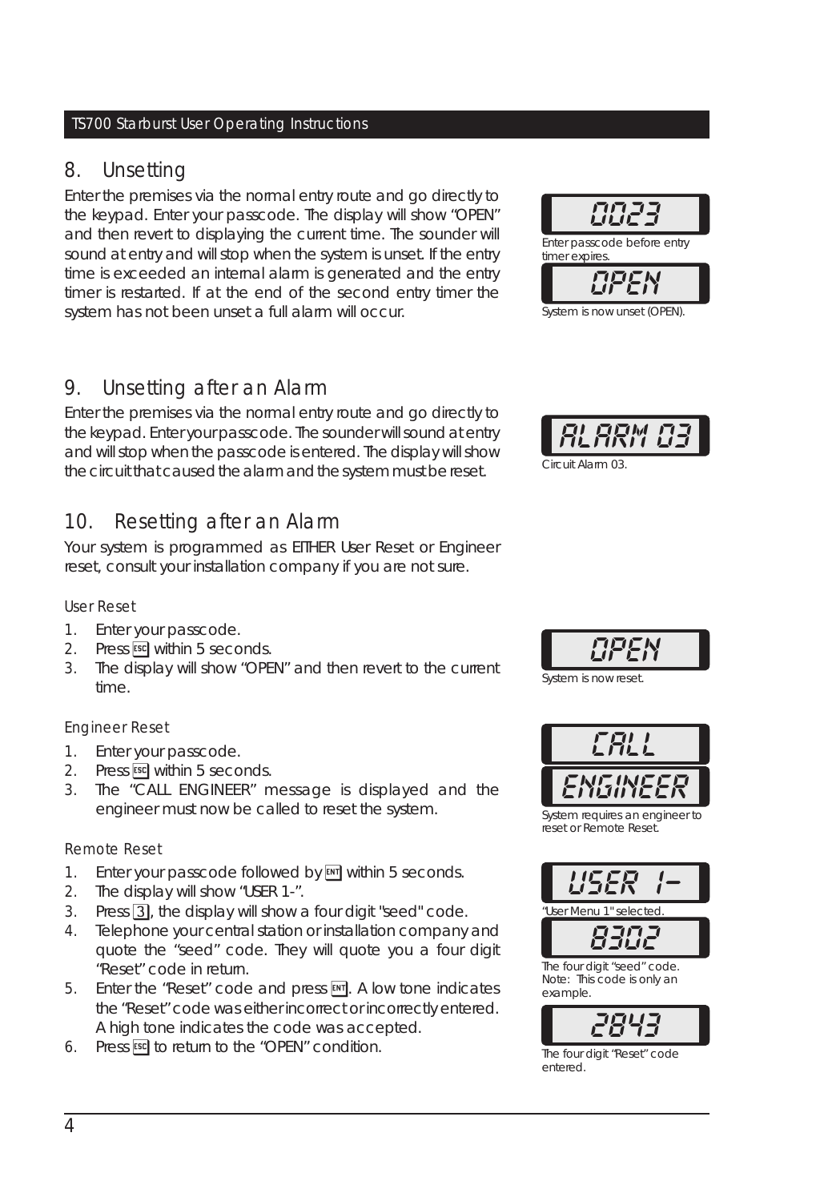## 8. Unsetting

Enter the premises via the normal entry route and go directly to the keypad. Enter your passcode. The display will show "OPEN" and then revert to displaying the current time. The sounder will sound at entry and will stop when the system is unset. If the entry time is exceeded an internal alarm is generated and the entry timer is restarted. If at the end of the second entry timer the system has not been unset a full alarm will occur.

0023

Enter passcode before entry timer expires.

OPEN

System is now unset (OPEN).

## 9. Unsetting after an Alarm

Enter the premises via the normal entry route and go directly to the keypad. Enter your passcode. The sounder will sound at entry and will stop when the passcode is entered. The display will show the circuit that caused the alarm and the system must be reset.

ALARM 03

Circuit Alarm 03.

## 10. Resetting after an Alarm

Your system is programmed as EITHER User Reset or Engineer reset, consult your installation company if you are not sure.

### User Reset

1. Enter your passcode.
2. Press ESC within 5 seconds.
3. The display will show "OPEN" and then revert to the current time.

OPEN

System is now reset.

### Engineer Reset

1. Enter your passcode.
2. Press ESC within 5 seconds.
3. The "CALL ENGINEER" message is displayed and the engineer must now be called to reset the system.

CALL

ENGINEER

System requires an engineer to reset or Remote Reset.

### Remote Reset

1. Enter your passcode followed by ENT within 5 seconds.
2. The display will show "USER 1-".
3. Press 3, the display will show a four digit "seed" code.
4. Telephone your central station or installation company and quote the "seed" code. They will quote you a four digit "Reset" code in return.
5. Enter the "Reset" code and press ENT. A low tone indicates the "Reset" code was either incorrect or incorrectly entered. A high tone indicates the code was accepted.
6. Press ESC to return to the "OPEN" condition.

USER 1-

"User Menu 1" selected.

8302

The four digit "seed" code. Note: This code is only an example.

2843

The four digit "Reset" code entered.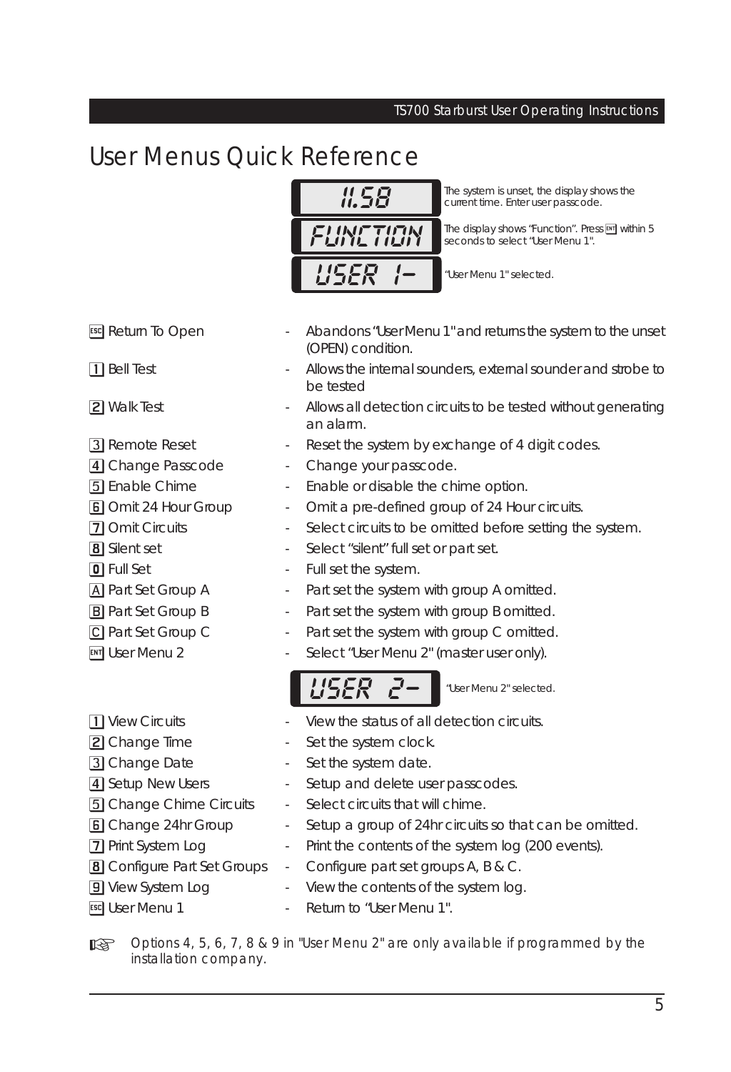# User Menus Quick Reference

| Display | Description |
| --- | --- |
| 11.58 | The system is unset, the display shows the current time. Enter user passcode. |
| FUNCTION | The display shows "Function". Press ENT within 5 seconds to select "User Menu 1". |
| USER 1- | "User Menu 1" selected. |

- ESC Return To Open - Abandons "User Menu 1" and returns the system to the unset (OPEN) condition.
- 1 Bell Test - Allows the internal sounders, external sounder and strobe to be tested
- 2 Walk Test - Allows all detection circuits to be tested without generating an alarm.
- 3 Remote Reset - Reset the system by exchange of 4 digit codes.
- 4 Change Passcode - Change your passcode.
- 5 Enable Chime - Enable or disable the chime option.
- 6 Omit 24 Hour Group - Omit a pre-defined group of 24 Hour circuits.
- 7 Omit Circuits - Select circuits to be omitted before setting the system.
- 8 Silent set - Select "silent" full set or part set.
- 0 Full Set - Full set the system.
- A Part Set Group A - Part set the system with group A omitted.
- B Part Set Group B - Part set the system with group B omitted.
- C Part Set Group C - Part set the system with group C omitted.
- ENT User Menu 2 - Select "User Menu 2" (master user only).

| Display | Description |
| --- | --- |
| USER 2- | "User Menu 2" selected. |

- 1 View Circuits - View the status of all detection circuits.
- 2 Change Time - Set the system clock.
- 3 Change Date - Set the system date.
- 4 Setup New Users - Setup and delete user passcodes.
- 5 Change Chime Circuits - Select circuits that will chime.
- 6 Change 24hr Group - Setup a group of 24hr circuits so that can be omitted.
- 7 Print System Log - Print the contents of the system log (200 events).
- 8 Configure Part Set Groups - Configure part set groups A, B & C.
- 9 View System Log - View the contents of the system log.
- ESC User Menu 1 - Return to "User Menu 1".

☞ *Options 4, 5, 6, 7, 8 & 9 in "User Menu 2" are only available if programmed by the installation company.*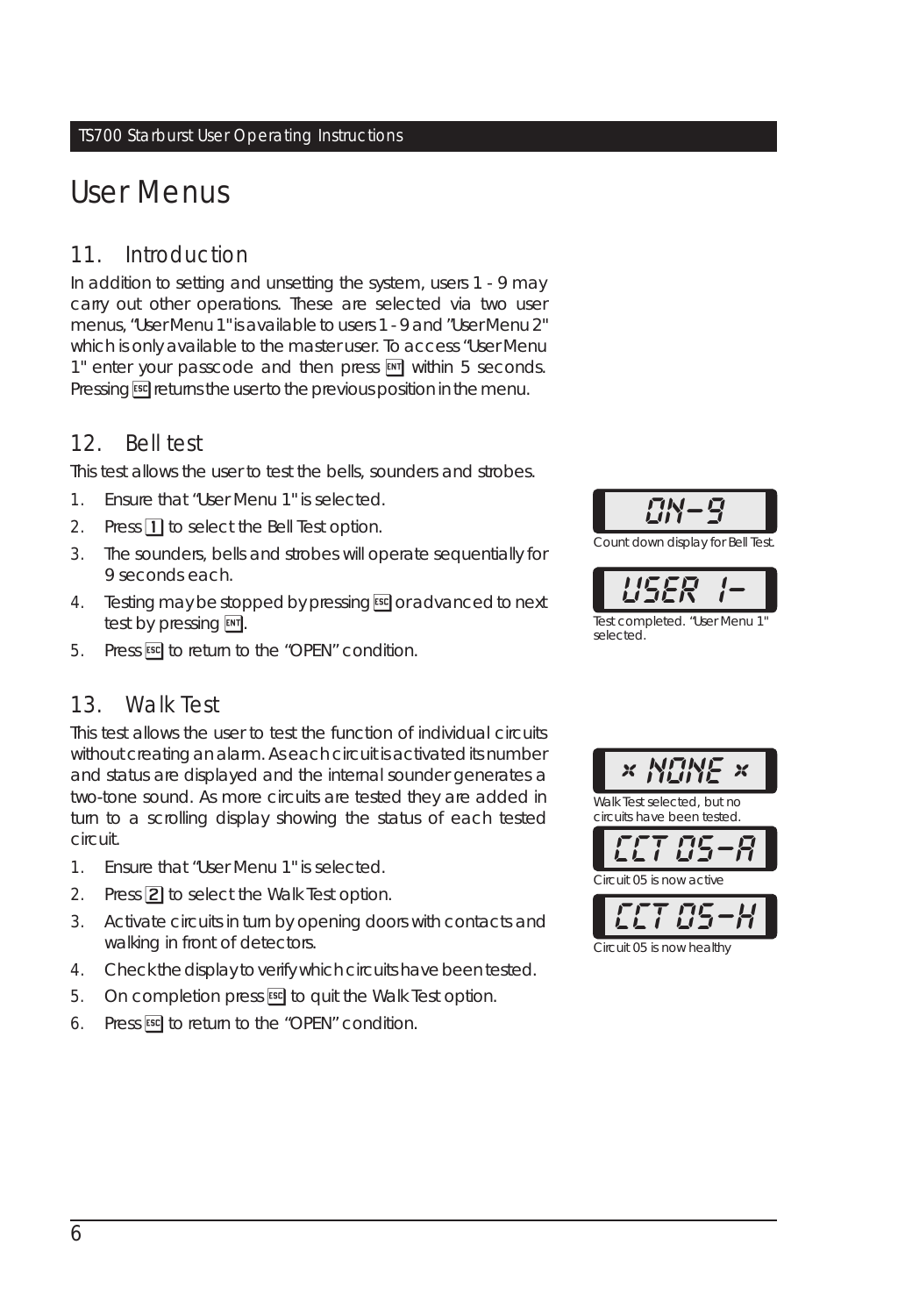# User Menus

## 11. Introduction

In addition to setting and unsetting the system, users 1 - 9 may carry out other operations. These are selected via two user menus, "User Menu 1" is available to users 1 - 9 and "User Menu 2" which is only available to the master user. To access "User Menu 1" enter your passcode and then press ENT within 5 seconds. Pressing ESC returns the user to the previous position in the menu.

## 12. Bell test

This test allows the user to test the bells, sounders and strobes.

1. Ensure that "User Menu 1" is selected.
2. Press 1 to select the Bell Test option.
3. The sounders, bells and strobes will operate sequentially for 9 seconds each.
4. Testing may be stopped by pressing ESC or advanced to next test by pressing ENT.
5. Press ESC to return to the "OPEN" condition.

ON-9

Count down display for Bell Test.

USER 1-

Test completed. "User Menu 1" selected.

## 13. Walk Test

This test allows the user to test the function of individual circuits without creating an alarm. As each circuit is activated its number and status are displayed and the internal sounder generates a two-tone sound. As more circuits are tested they are added in turn to a scrolling display showing the status of each tested circuit.

1. Ensure that "User Menu 1" is selected.
2. Press 2 to select the Walk Test option.
3. Activate circuits in turn by opening doors with contacts and walking in front of detectors.
4. Check the display to verify which circuits have been tested.
5. On completion press ESC to quit the Walk Test option.
6. Press ESC to return to the "OPEN" condition.

* NONE *

Walk Test selected, but no circuits have been tested.

CCT 05-A

Circuit 05 is now active

CCT 05-H

Circuit 05 is now healthy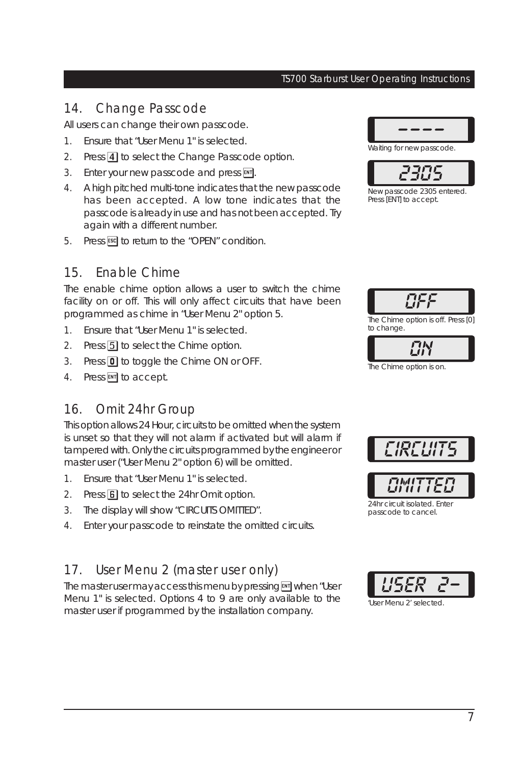## 14. Change Passcode

All users can change their own passcode.

1. Ensure that "User Menu 1" is selected.
2. Press [4] to select the Change Passcode option.
3. Enter your new passcode and press [ENT].
4. A high pitched multi-tone indicates that the new passcode has been accepted. A low tone indicates that the passcode is already in use and has not been accepted. Try again with a different number.
5. Press [ESC] to return to the "OPEN" condition.

----

Waiting for new passcode.

2305

New passcode 2305 entered. Press [ENT] to accept.

## 15. Enable Chime

The enable chime option allows a user to switch the chime facility on or off. This will only affect circuits that have been programmed as chime in "User Menu 2" option 5.

1. Ensure that "User Menu 1" is selected.
2. Press [5] to select the Chime option.
3. Press [0] to toggle the Chime ON or OFF.
4. Press [ENT] to accept.

OFF

The Chime option is off. Press [0] to change.

ON

The Chime option is on.

## 16. Omit 24hr Group

This option allows 24 Hour, circuits to be omitted when the system is unset so that they will not alarm if activated but will alarm if tampered with. Only the circuits programmed by the engineer or master user ("User Menu 2" option 6) will be omitted.

1. Ensure that "User Menu 1" is selected.
2. Press [6] to select the 24hr Omit option.
3. The display will show "CIRCUITS OMITTED".
4. Enter your passcode to reinstate the omitted circuits.

CIRCUITS

OMITTED

24hr circuit isolated. Enter passcode to cancel.

## 17. User Menu 2 (master user only)

The master user may access this menu by pressing [ENT] when "User Menu 1" is selected. Options 4 to 9 are only available to the master user if programmed by the installation company.

USER 2-

'User Menu 2' selected.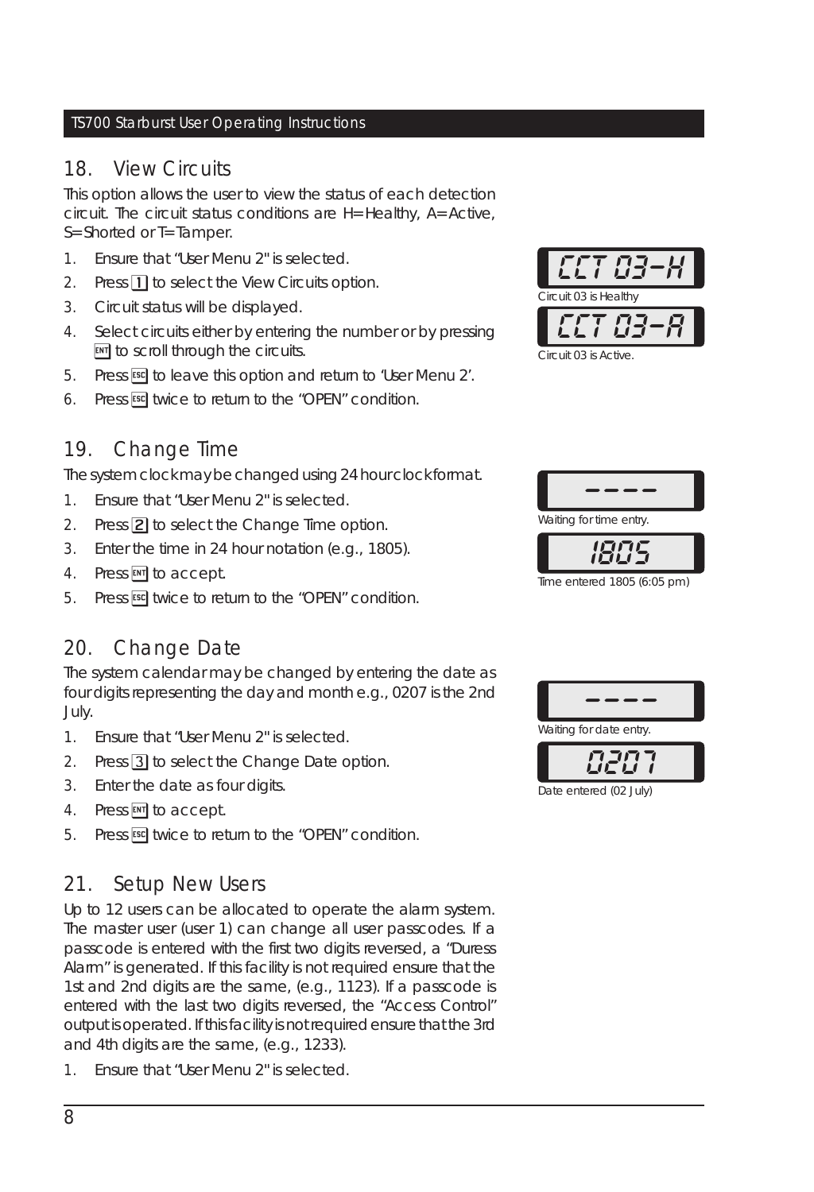## 18. View Circuits

This option allows the user to view the status of each detection circuit. The circuit status conditions are H= Healthy, A= Active, S= Shorted or T= Tamper.

1. Ensure that "User Menu 2" is selected.
2. Press [1] to select the View Circuits option.
3. Circuit status will be displayed.
4. Select circuits either by entering the number or by pressing [ENT] to scroll through the circuits.
5. Press [ESC] to leave this option and return to 'User Menu 2'.
6. Press [ESC] twice to return to the "OPEN" condition.

CCT 03-H

Circuit 03 is Healthy

CCT 03-A

Circuit 03 is Active.

## 19. Change Time

The system clock may be changed using 24 hour clock format.

1. Ensure that "User Menu 2" is selected.
2. Press [2] to select the Change Time option.
3. Enter the time in 24 hour notation (e.g., 1805).
4. Press [ENT] to accept.
5. Press [ESC] twice to return to the "OPEN" condition.

----

Waiting for time entry.

1805

Time entered 1805 (6:05 pm)

## 20. Change Date

The system calendar may be changed by entering the date as four digits representing the day and month e.g., 0207 is the 2nd July.

1. Ensure that "User Menu 2" is selected.
2. Press [3] to select the Change Date option.
3. Enter the date as four digits.
4. Press [ENT] to accept.
5. Press [ESC] twice to return to the "OPEN" condition.

----

Waiting for date entry.

0207

Date entered (02 July)

## 21. Setup New Users

Up to 12 users can be allocated to operate the alarm system. The master user (user 1) can change all user passcodes. If a passcode is entered with the first two digits reversed, a "Duress Alarm" is generated. If this facility is not required ensure that the 1st and 2nd digits are the same, (e.g., 1123). If a passcode is entered with the last two digits reversed, the "Access Control" output is operated. If this facility is not required ensure that the 3rd and 4th digits are the same, (e.g., 1233).

1. Ensure that "User Menu 2" is selected.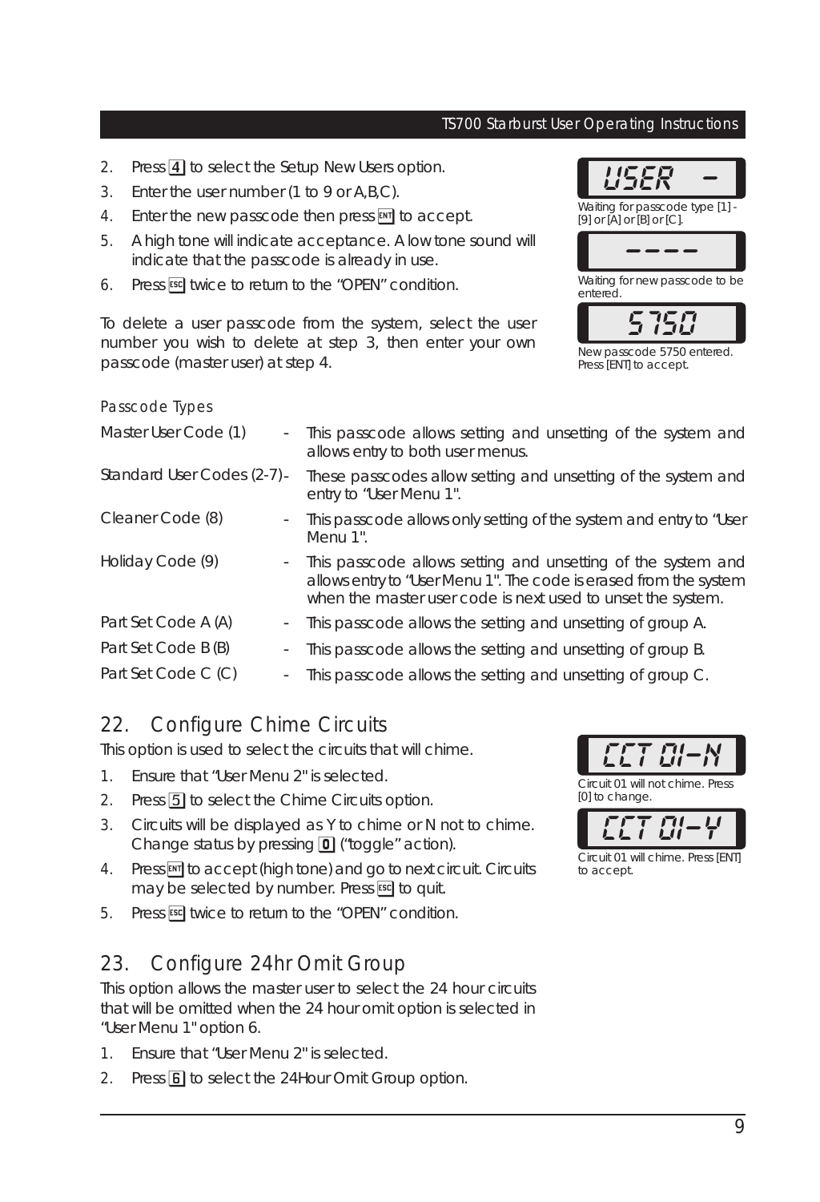2. Press [4] to select the Setup New Users option.
3. Enter the user number (1 to 9 or A,B,C).
4. Enter the new passcode then press [ENT] to accept.
5. A high tone will indicate acceptance. A low tone sound will indicate that the passcode is already in use.
6. Press [ESC] twice to return to the “OPEN” condition.

USER -

Waiting for passcode type [1] - [9] or [A] or [B] or [C].

----

Waiting for new passcode to be entered.

5750

New passcode 5750 entered. Press [ENT] to accept.

To delete a user passcode from the system, select the user number you wish to delete at step 3, then enter your own passcode (master user) at step 4.

*Passcode Types*

| | | |
|---|---|---|
| Master User Code (1) | - | This passcode allows setting and unsetting of the system and allows entry to both user menus. |
| Standard User Codes (2-7) | - | These passcodes allow setting and unsetting of the system and entry to “User Menu 1". |
| Cleaner Code (8) | - | This passcode allows only setting of the system and entry to “User Menu 1". |
| Holiday Code (9) | - | This passcode allows setting and unsetting of the system and allows entry to “User Menu 1". The code is erased from the system when the master user code is next used to unset the system. |
| Part Set Code A (A) | - | This passcode allows the setting and unsetting of group A. |
| Part Set Code B (B) | - | This passcode allows the setting and unsetting of group B. |
| Part Set Code C (C) | - | This passcode allows the setting and unsetting of group C. |

## 22. Configure Chime Circuits

This option is used to select the circuits that will chime.

1. Ensure that “User Menu 2" is selected.
2. Press [5] to select the Chime Circuits option.
3. Circuits will be displayed as Y to chime or N not to chime. Change status by pressing [0] (“toggle” action).
4. Press [ENT] to accept (high tone) and go to next circuit. Circuits may be selected by number. Press [ESC] to quit.
5. Press [ESC] twice to return to the “OPEN” condition.

CCT 01-N

Circuit 01 will not chime. Press [0] to change.

CCT 01-Y

Circuit 01 will chime. Press [ENT] to accept.

## 23. Configure 24hr Omit Group

This option allows the master user to select the 24 hour circuits that will be omitted when the 24 hour omit option is selected in “User Menu 1" option 6.

1. Ensure that “User Menu 2" is selected.
2. Press [6] to select the 24Hour Omit Group option.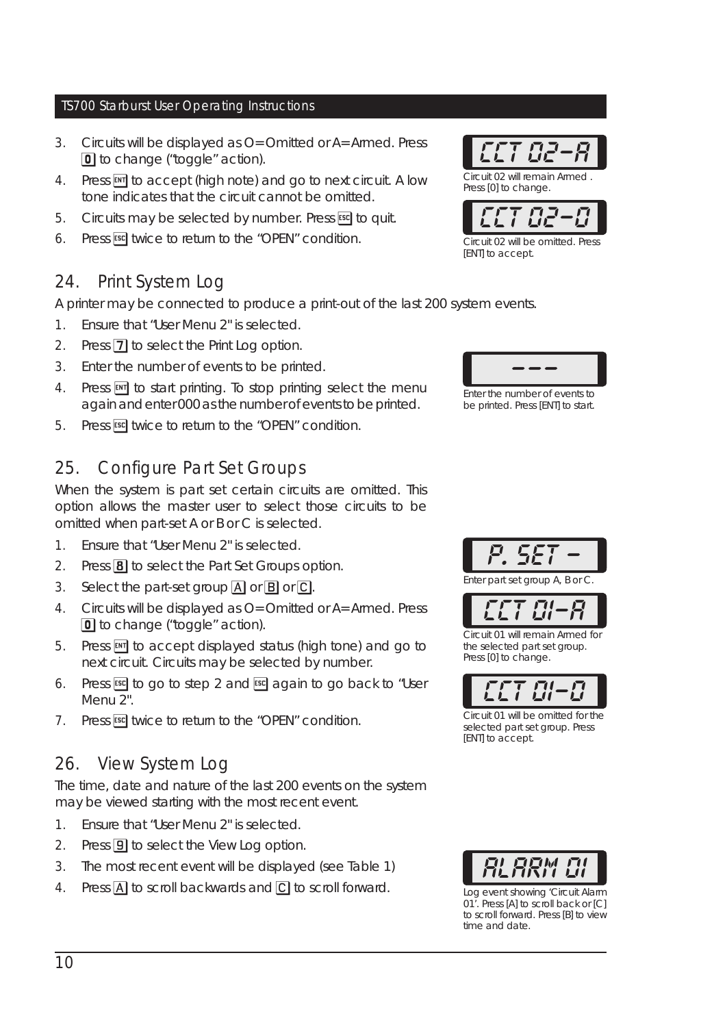3. Circuits will be displayed as O= Omitted or A= Armed. Press [0] to change ("toggle" action).
4. Press [ENT] to accept (high note) and go to next circuit. A low tone indicates that the circuit cannot be omitted.
5. Circuits may be selected by number. Press [ESC] to quit.
6. Press [ESC] twice to return to the "OPEN" condition.

CCT 02-A

Circuit 02 will remain Armed . Press [0] to change.

CCT 02-O

Circuit 02 will be omitted. Press [ENT] to accept.

## 24. Print System Log

A printer may be connected to produce a print-out of the last 200 system events.

1. Ensure that "User Menu 2" is selected.
2. Press [7] to select the Print Log option.
3. Enter the number of events to be printed.
4. Press [ENT] to start printing. To stop printing select the menu again and enter 000 as the number of events to be printed.
5. Press [ESC] twice to return to the "OPEN" condition.

---

Enter the number of events to be printed. Press [ENT] to start.

## 25. Configure Part Set Groups

When the system is part set certain circuits are omitted. This option allows the master user to select those circuits to be omitted when part-set A or B or C is selected.

1. Ensure that "User Menu 2" is selected.
2. Press [8] to select the Part Set Groups option.
3. Select the part-set group [A] or [B] or [C].
4. Circuits will be displayed as O= Omitted or A= Armed. Press [0] to change ("toggle" action).
5. Press [ENT] to accept displayed status (high tone) and go to next circuit. Circuits may be selected by number.
6. Press [ESC] to go to step 2 and [ESC] again to go back to "User Menu 2".
7. Press [ESC] twice to return to the "OPEN" condition.

P. SET -

Enter part set group A, B or C.

CCT 01-A

Circuit 01 will remain Armed for the selected part set group. Press [0] to change.

CCT 01-O

Circuit 01 will be omitted for the selected part set group. Press [ENT] to accept.

## 26. View System Log

The time, date and nature of the last 200 events on the system may be viewed starting with the most recent event.

1. Ensure that "User Menu 2" is selected.
2. Press [9] to select the View Log option.
3. The most recent event will be displayed (see Table 1)
4. Press [A] to scroll backwards and [C] to scroll forward.

ALARM 01

Log event showing 'Circuit Alarm 01'. Press [A] to scroll back or [C] to scroll forward. Press [B] to view time and date.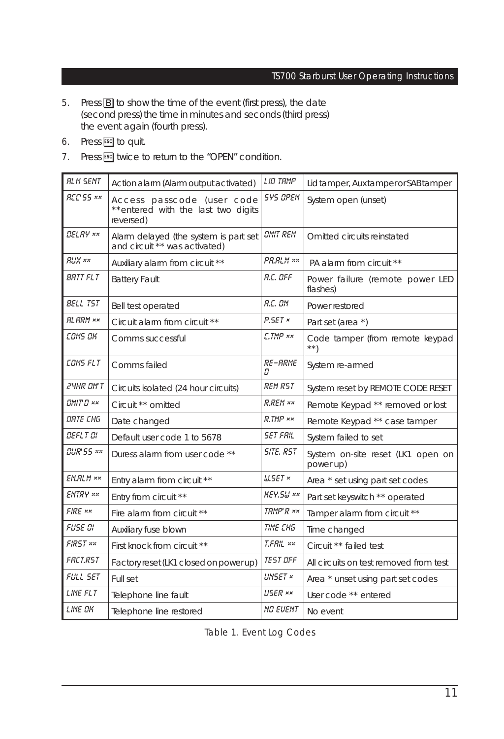5. Press [B] to show the time of the event (first press), the date (second press) the time in minutes and seconds (third press) the event again (fourth press).
6. Press [ESC] to quit.
7. Press [ESC] twice to return to the "OPEN" condition.

| | | | |
|---|---|---|---|
| ALM SENT | Action alarm (Alarm output activated) | LID TAMP | Lid tamper, Aux tamper or SAB tamper |
| ACC'SS ** | Access passcode (user code **entered with the last two digits reversed) | SYS OPEN | System open (unset) |
| DELAY ** | Alarm delayed (the system is part set and circuit ** was activated) | OMIT REM | Omitted circuits reinstated |
| AUX ** | Auxiliary alarm from circuit ** | PA.ALM ** | PA alarm from circuit ** |
| BATT FLT | Battery Fault | A.C. OFF | Power failure (remote power LED flashes) |
| BELL TST | Bell test operated | A.C. ON | Power restored |
| ALARM ** | Circuit alarm from circuit ** | P.SET * | Part set (area *) |
| COMS OK | Comms successful | C.TMP ** | Code tamper (from remote keypad **) |
| COMS FLT | Comms failed | RE-ARMED | System re-armed |
| 24HR OM'T | Circuits isolated (24 hour circuits) | REM RST | System reset by REMOTE CODE RESET |
| OMIT'D ** | Circuit ** omitted | R.REM ** | Remote Keypad ** removed or lost |
| DATE CHG | Date changed | R.TMP ** | Remote Keypad ** case tamper |
| DEFLT 01 | Default user code 1 to 5678 | SET FAIL | System failed to set |
| DUR'SS ** | Duress alarm from user code ** | SITE. RST | System on-site reset (LK1 open on power up) |
| EN.ALM ** | Entry alarm from circuit ** | W.SET * | Area * set using part set codes |
| ENTRY ** | Entry from circuit ** | KEY.SW ** | Part set keyswitch ** operated |
| FIRE ** | Fire alarm from circuit ** | TAMP'R ** | Tamper alarm from circuit ** |
| FUSE 01 | Auxiliary fuse blown | TIME CHG | Time changed |
| FIRST ** | First knock from circuit ** | T.FAIL ** | Circuit ** failed test |
| FACT.RST | Factory reset (LK1 closed on powerup) | TEST OFF | All circuits on test removed from test |
| FULL SET | Full set | UNSET * | Area * unset using part set codes |
| LINE FLT | Telephone line fault | USER ** | User code ** entered |
| LINE OK | Telephone line restored | NO EVENT | No event |

Table 1. Event Log Codes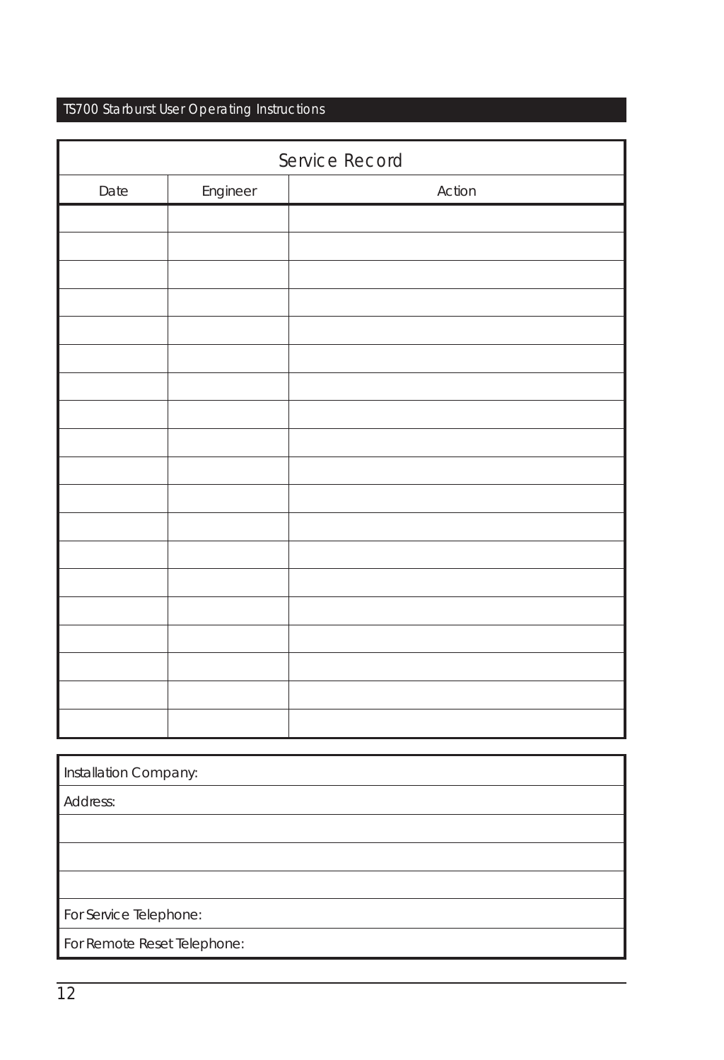## Service Record

| Date | Engineer | Action |
|---|---|---|
| | | |
| | | |
| | | |
| | | |
| | | |
| | | |
| | | |
| | | |
| | | |
| | | |
| | | |
| | | |
| | | |
| | | |
| | | |
| | | |
| | | |
| | | |
| | | |

| Installation Company: |
|---|
| Address: |
| |
| |
| |
| For Service Telephone: |
| For Remote Reset Telephone: |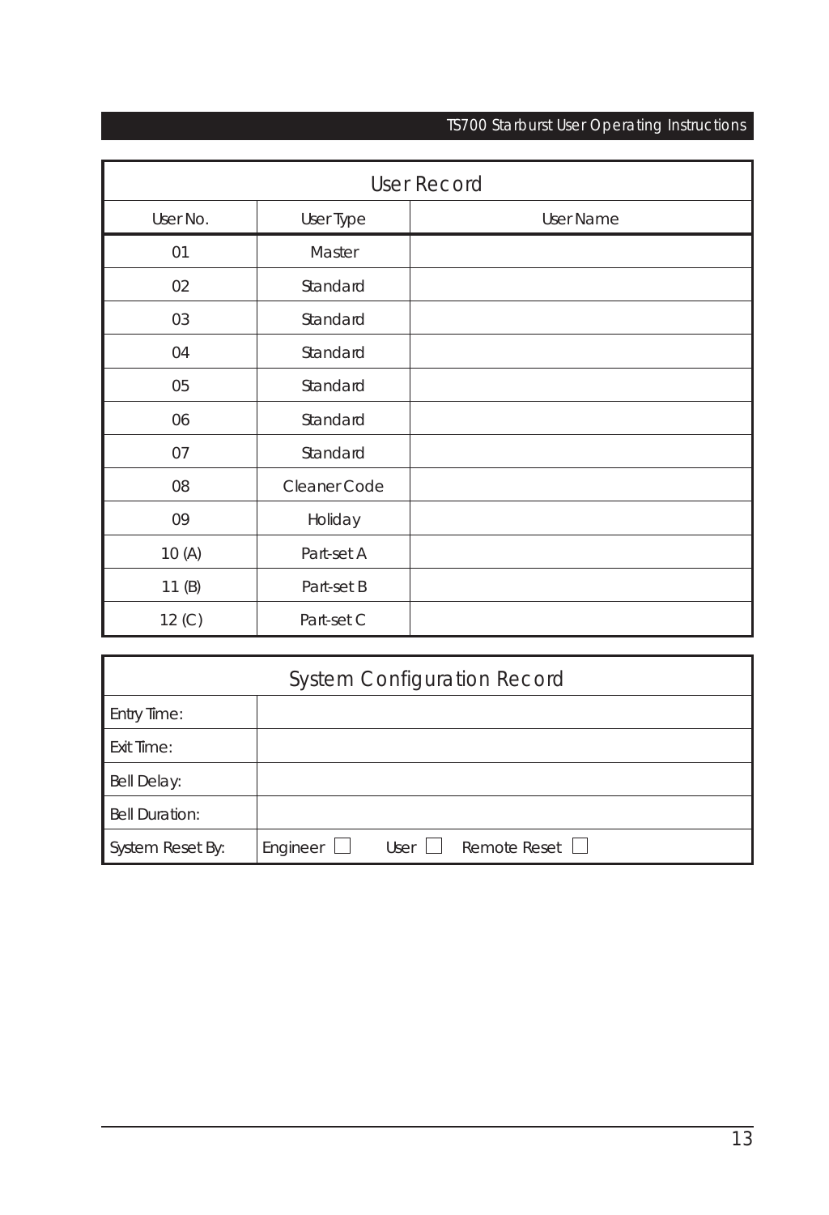## User Record

| User No. | User Type | User Name |
|---|---|---|
| 01 | Master | |
| 02 | Standard | |
| 03 | Standard | |
| 04 | Standard | |
| 05 | Standard | |
| 06 | Standard | |
| 07 | Standard | |
| 08 | Cleaner Code | |
| 09 | Holiday | |
| 10 (A) | Part-set A | |
| 11 (B) | Part-set B | |
| 12 (C) | Part-set C | |

## System Configuration Record

| | |
|---|---|
| Entry Time: | |
| Exit Time: | |
| Bell Delay: | |
| Bell Duration: | |
| System Reset By: | Engineer ☐ User ☐ Remote Reset ☐ |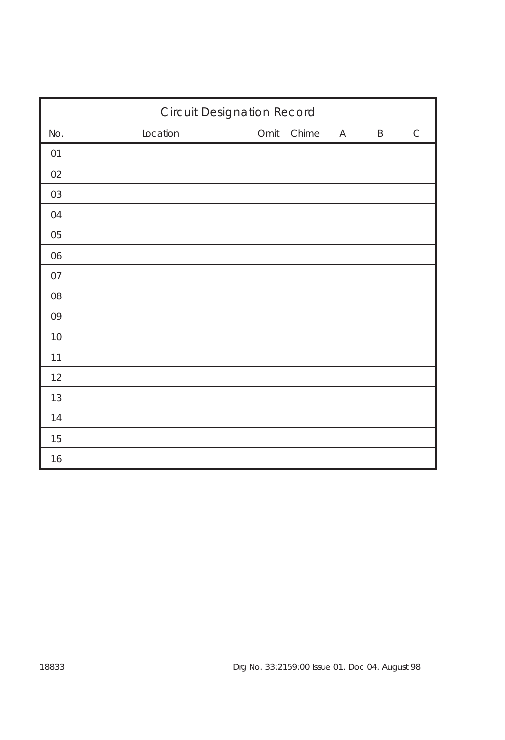## Circuit Designation Record

| No. | Location | Omit | Chime | A | B | C |
|---|---|---|---|---|---|---|
| 01 | | | | | | |
| 02 | | | | | | |
| 03 | | | | | | |
| 04 | | | | | | |
| 05 | | | | | | |
| 06 | | | | | | |
| 07 | | | | | | |
| 08 | | | | | | |
| 09 | | | | | | |
| 10 | | | | | | |
| 11 | | | | | | |
| 12 | | | | | | |
| 13 | | | | | | |
| 14 | | | | | | |
| 15 | | | | | | |
| 16 | | | | | | |

18833

Drg No. 33:2159:00 Issue 01. Doc 04. August 98